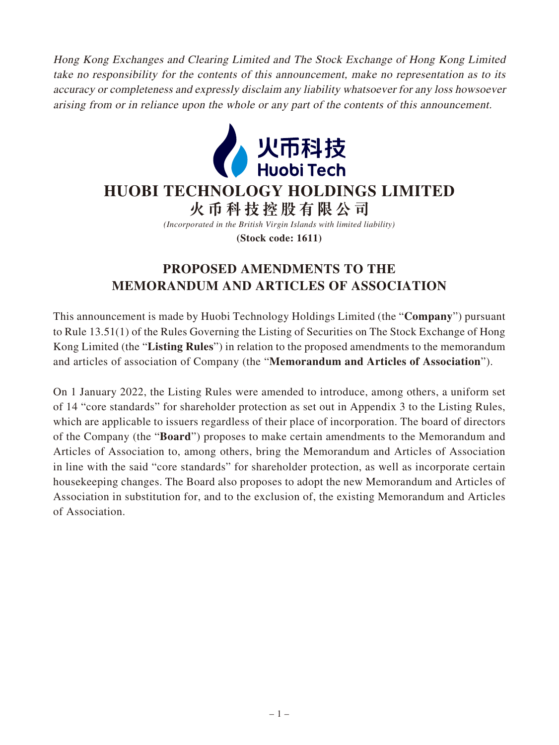*Hong Kong Exchanges and Clearing Limited and The Stock Exchange of Hong Kong Limited take no responsibility for the contents of this announcement, make no representation as to its accuracy or completeness and expressly disclaim any liability whatsoever for any loss howsoever arising from or in reliance upon the whole or any part of the contents of this announcement.*

火币科技
Huobi Tech

# HUOBI TECHNOLOGY HOLDINGS LIMITED

# 火币科技控股有限公司

*(Incorporated in the British Virgin Islands with limited liability)*

**(Stock code: 1611)**

## PROPOSED AMENDMENTS TO THE MEMORANDUM AND ARTICLES OF ASSOCIATION

This announcement is made by Huobi Technology Holdings Limited (the "**Company**") pursuant to Rule 13.51(1) of the Rules Governing the Listing of Securities on The Stock Exchange of Hong Kong Limited (the "**Listing Rules**") in relation to the proposed amendments to the memorandum and articles of association of Company (the "**Memorandum and Articles of Association**").

On 1 January 2022, the Listing Rules were amended to introduce, among others, a uniform set of 14 "core standards" for shareholder protection as set out in Appendix 3 to the Listing Rules, which are applicable to issuers regardless of their place of incorporation. The board of directors of the Company (the "**Board**") proposes to make certain amendments to the Memorandum and Articles of Association to, among others, bring the Memorandum and Articles of Association in line with the said "core standards" for shareholder protection, as well as incorporate certain housekeeping changes. The Board also proposes to adopt the new Memorandum and Articles of Association in substitution for, and to the exclusion of, the existing Memorandum and Articles of Association.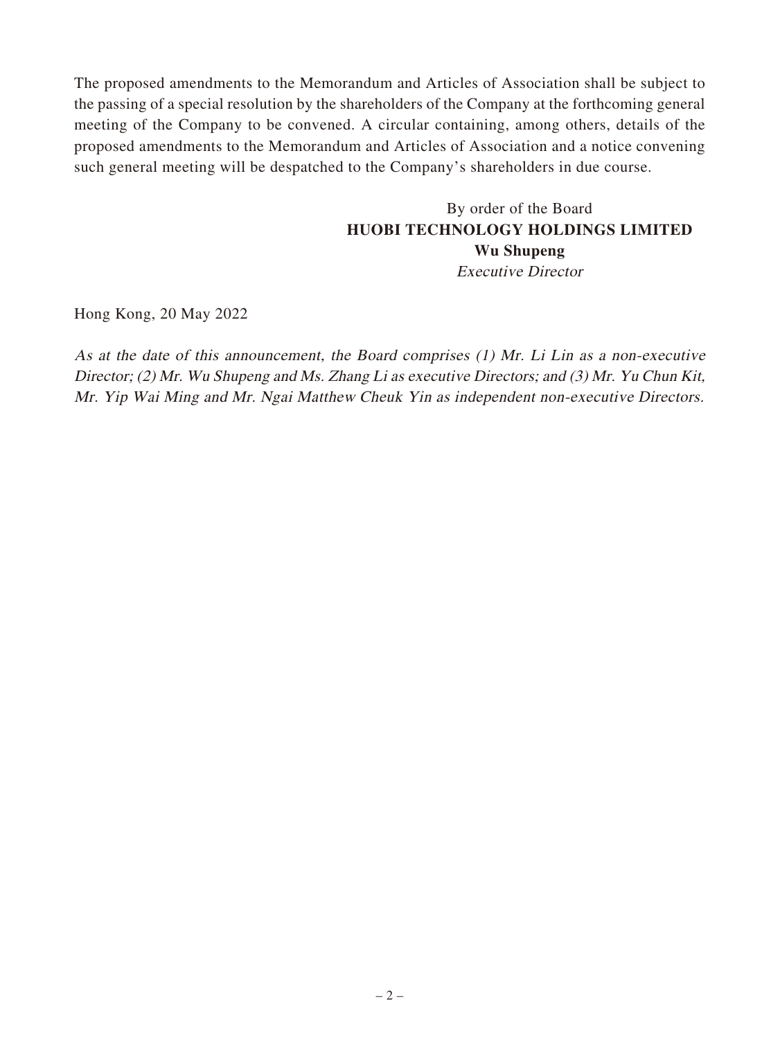The proposed amendments to the Memorandum and Articles of Association shall be subject to the passing of a special resolution by the shareholders of the Company at the forthcoming general meeting of the Company to be convened. A circular containing, among others, details of the proposed amendments to the Memorandum and Articles of Association and a notice convening such general meeting will be despatched to the Company's shareholders in due course.

By order of the Board
**HUOBI TECHNOLOGY HOLDINGS LIMITED**
**Wu Shupeng**
*Executive Director*

Hong Kong, 20 May 2022

*As at the date of this announcement, the Board comprises (1) Mr. Li Lin as a non-executive Director; (2) Mr. Wu Shupeng and Ms. Zhang Li as executive Directors; and (3) Mr. Yu Chun Kit, Mr. Yip Wai Ming and Mr. Ngai Matthew Cheuk Yin as independent non-executive Directors.*